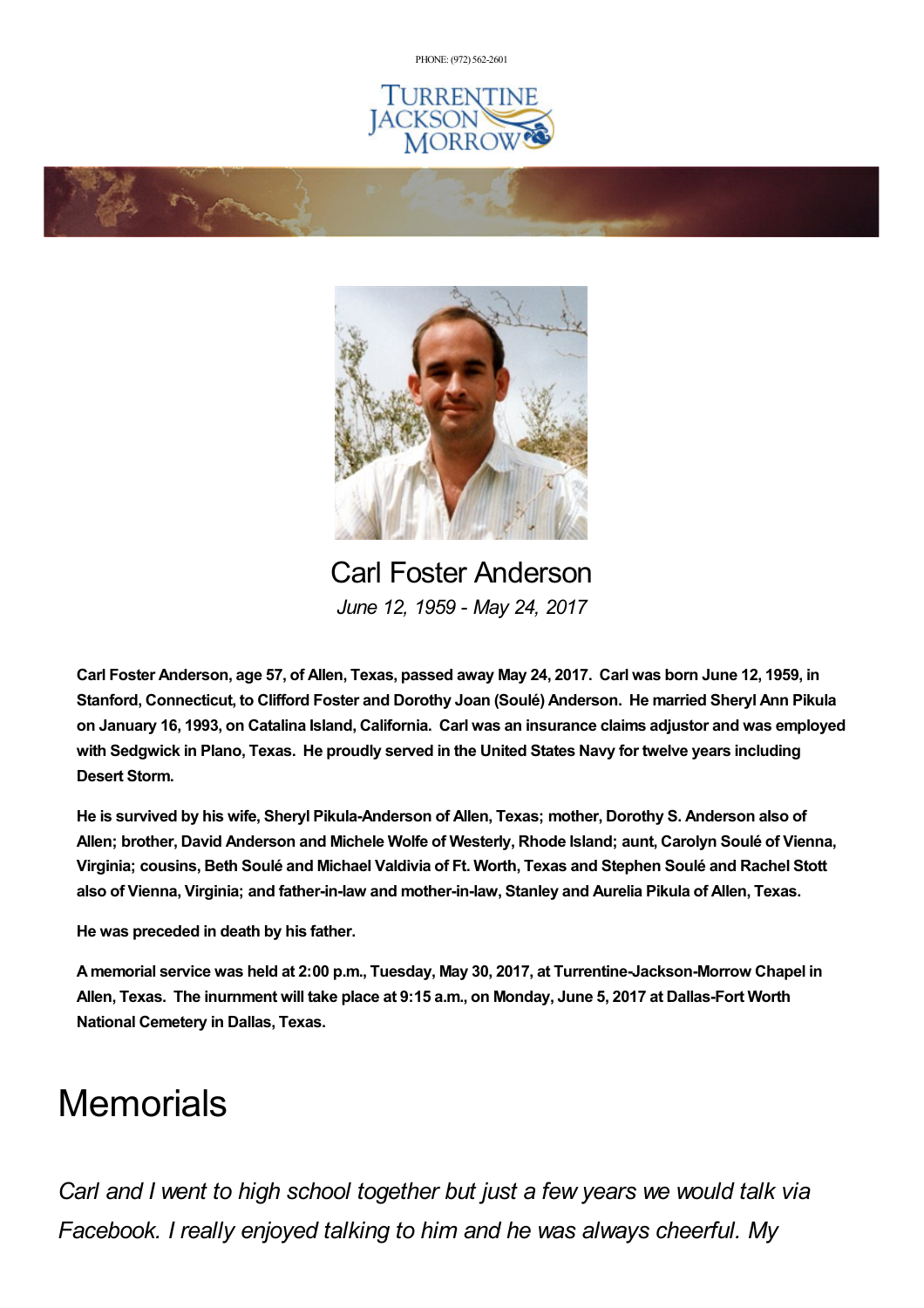PHONE: (972) 562-2601

TURRENTINE JACKSON MORROW

# Carl Foster Anderson

*June 12, 1959 - May 24, 2017*

**Carl Foster Anderson, age 57, of Allen, Texas, passed away May 24, 2017. Carl was born June 12, 1959, in Stanford, Connecticut, to Clifford Foster and Dorothy Joan (Soulé) Anderson. He married Sheryl Ann Pikula on January 16, 1993, on Catalina Island, California. Carl was an insurance claims adjustor and was employed with Sedgwick in Plano, Texas. He proudly served in the United States Navy for twelve years including Desert Storm.**

**He is survived by his wife, Sheryl Pikula-Anderson of Allen, Texas; mother, Dorothy S. Anderson also of Allen; brother, David Anderson and Michele Wolfe of Westerly, Rhode Island; aunt, Carolyn Soulé of Vienna, Virginia; cousins, Beth Soulé and Michael Valdivia of Ft. Worth, Texas and Stephen Soulé and Rachel Stott also of Vienna, Virginia; and father-in-law and mother-in-law, Stanley and Aurelia Pikula of Allen, Texas.**

**He was preceded in death by his father.**

**A memorial service was held at 2:00 p.m., Tuesday, May 30, 2017, at Turrentine-Jackson-Morrow Chapel in Allen, Texas. The inurnment will take place at 9:15 a.m., on Monday, June 5, 2017 at Dallas-Fort Worth National Cemetery in Dallas, Texas.**

# Memorials

*Carl and I went to high school together but just a few years we would talk via Facebook. I really enjoyed talking to him and he was always cheerful. My*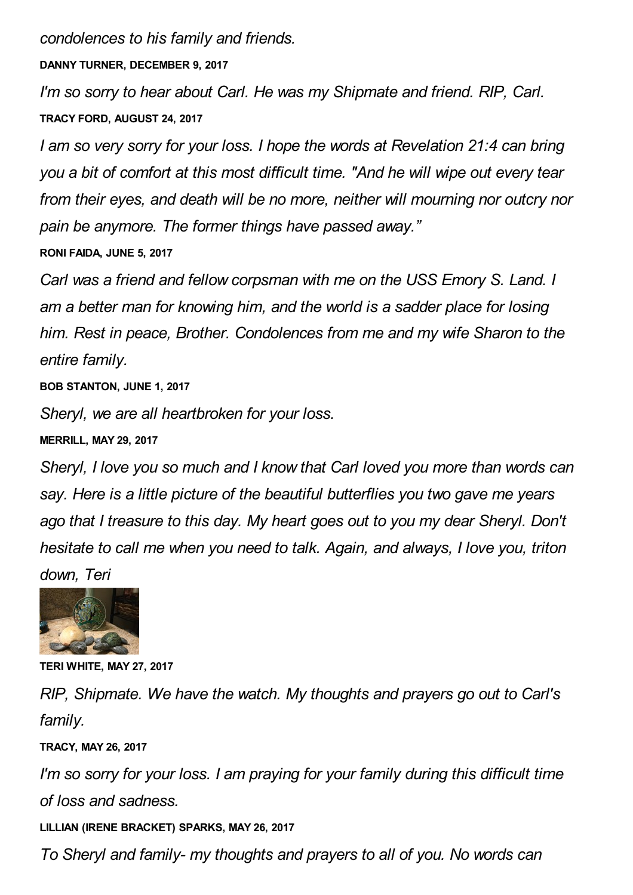*condolences to his family and friends.*

**DANNY TURNER, DECEMBER 9, 2017**

*I'm so sorry to hear about Carl. He was my Shipmate and friend. RIP, Carl.*

**TRACY FORD, AUGUST 24, 2017**

*I am so very sorry for your loss. I hope the words at Revelation 21:4 can bring you a bit of comfort at this most difficult time. "And he will wipe out every tear from their eyes, and death will be no more, neither will mourning nor outcry nor pain be anymore. The former things have passed away."*

**RONI FAIDA, JUNE 5, 2017**

*Carl was a friend and fellow corpsman with me on the USS Emory S. Land. I am a better man for knowing him, and the world is a sadder place for losing him. Rest in peace, Brother. Condolences from me and my wife Sharon to the entire family.*

**BOB STANTON, JUNE 1, 2017**

*Sheryl, we are all heartbroken for your loss.*

**MERRILL, MAY 29, 2017**

*Sheryl, I love you so much and I know that Carl loved you more than words can say. Here is a little picture of the beautiful butterflies you two gave me years ago that I treasure to this day. My heart goes out to you my dear Sheryl. Don't hesitate to call me when you need to talk. Again, and always, I love you, triton down, Teri*

**TERI WHITE, MAY 27, 2017**

*RIP, Shipmate. We have the watch. My thoughts and prayers go out to Carl's family.*

**TRACY, MAY 26, 2017**

*I'm so sorry for your loss. I am praying for your family during this difficult time of loss and sadness.*

**LILLIAN (IRENE BRACKET) SPARKS, MAY 26, 2017**

*To Sheryl and family- my thoughts and prayers to all of you. No words can*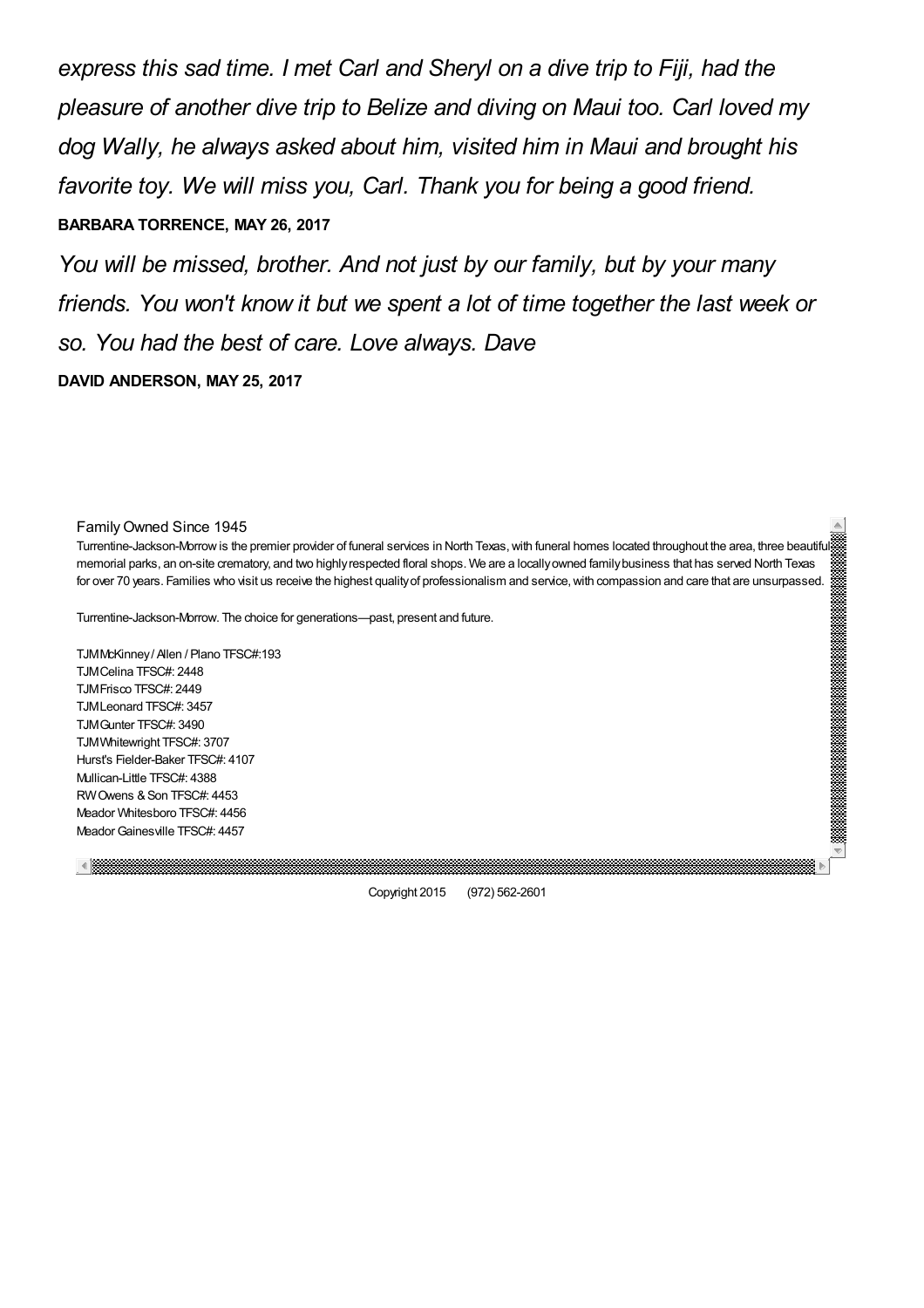*express this sad time. I met Carl and Sheryl on a dive trip to Fiji, had the pleasure of another dive trip to Belize and diving on Maui too. Carl loved my dog Wally, he always asked about him, visited him in Maui and brought his favorite toy. We will miss you, Carl. Thank you for being a good friend.*

**BARBARA TORRENCE, MAY 26, 2017**

*You will be missed, brother. And not just by our family, but by your many friends. You won't know it but we spent a lot of time together the last week or so. You had the best of care. Love always. Dave*

**DAVID ANDERSON, MAY 25, 2017**

Family Owned Since 1945

Turrentine-Jackson-Morrow is the premier provider of funeral services in North Texas, with funeral homes located throughout the area, three beautiful memorial parks, an on-site crematory, and two highly respected floral shops. We are a locally owned family business that has served North Texas for over 70 years. Families who visit us receive the highest quality of professionalism and service, with compassion and care that are unsurpassed.

Turrentine-Jackson-Morrow. The choice for generations—past, present and future.

TJM McKinney / Allen / Plano TFSC#:193
TJM Celina TFSC#: 2448
TJM Frisco TFSC#: 2449
TJM Leonard TFSC#: 3457
TJM Gunter TFSC#: 3490
TJM Whitewright TFSC#: 3707
Hurst's Fielder-Baker TFSC#: 4107
Mullican-Little TFSC#: 4388
RW Owens & Son TFSC#: 4453
Meador Whitesboro TFSC#: 4456
Meador Gainesville TFSC#: 4457

Copyright 2015 (972) 562-2601